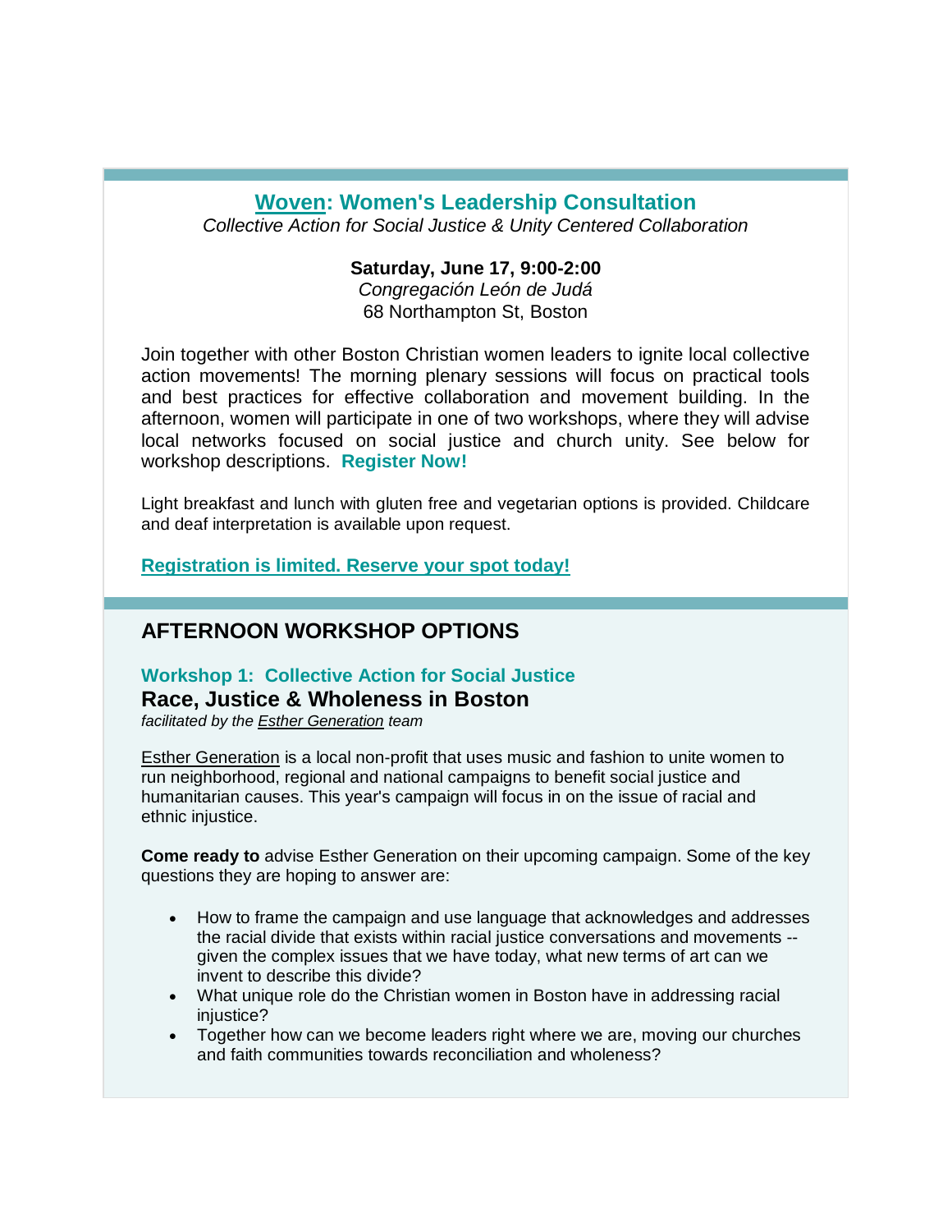## Woven: Women's Leadership Consultation

*Collective Action for Social Justice & Unity Centered Collaboration*

**Saturday, June 17, 9:00-2:00**
*Congregación León de Judá*
68 Northampton St, Boston

Join together with other Boston Christian women leaders to ignite local collective action movements! The morning plenary sessions will focus on practical tools and best practices for effective collaboration and movement building. In the afternoon, women will participate in one of two workshops, where they will advise local networks focused on social justice and church unity. See below for workshop descriptions. **Register Now!**

Light breakfast and lunch with gluten free and vegetarian options is provided. Childcare and deaf interpretation is available upon request.

**Registration is limited. Reserve your spot today!**

## AFTERNOON WORKSHOP OPTIONS

### Workshop 1: Collective Action for Social Justice

### Race, Justice & Wholeness in Boston

*facilitated by the Esther Generation team*

Esther Generation is a local non-profit that uses music and fashion to unite women to run neighborhood, regional and national campaigns to benefit social justice and humanitarian causes. This year's campaign will focus in on the issue of racial and ethnic injustice.

**Come ready to** advise Esther Generation on their upcoming campaign. Some of the key questions they are hoping to answer are:

- How to frame the campaign and use language that acknowledges and addresses the racial divide that exists within racial justice conversations and movements -- given the complex issues that we have today, what new terms of art can we invent to describe this divide?
- What unique role do the Christian women in Boston have in addressing racial injustice?
- Together how can we become leaders right where we are, moving our churches and faith communities towards reconciliation and wholeness?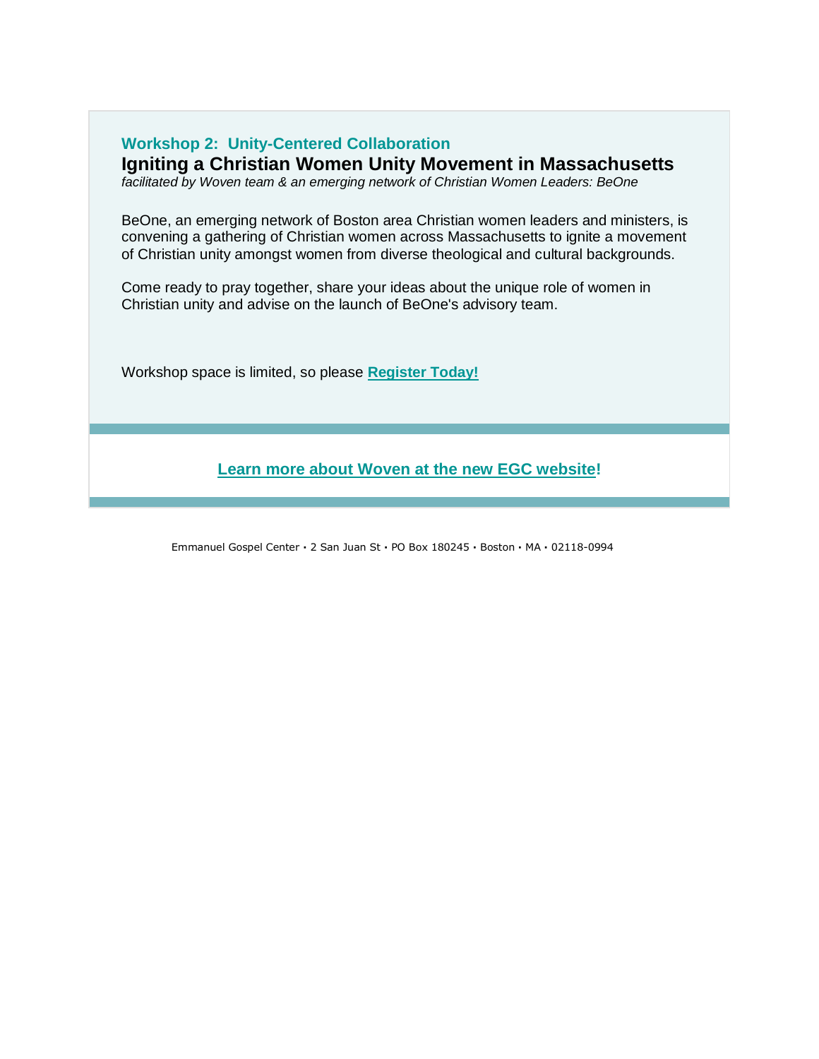### Workshop 2: Unity-Centered Collaboration

## Igniting a Christian Women Unity Movement in Massachusetts

*facilitated by Woven team & an emerging network of Christian Women Leaders: BeOne*

BeOne, an emerging network of Boston area Christian women leaders and ministers, is convening a gathering of Christian women across Massachusetts to ignite a movement of Christian unity amongst women from diverse theological and cultural backgrounds.

Come ready to pray together, share your ideas about the unique role of women in Christian unity and advise on the launch of BeOne's advisory team.

Workshop space is limited, so please **Register Today!**

**Learn more about Woven at the new EGC website!**

Emmanuel Gospel Center • 2 San Juan St • PO Box 180245 • Boston • MA • 02118-0994